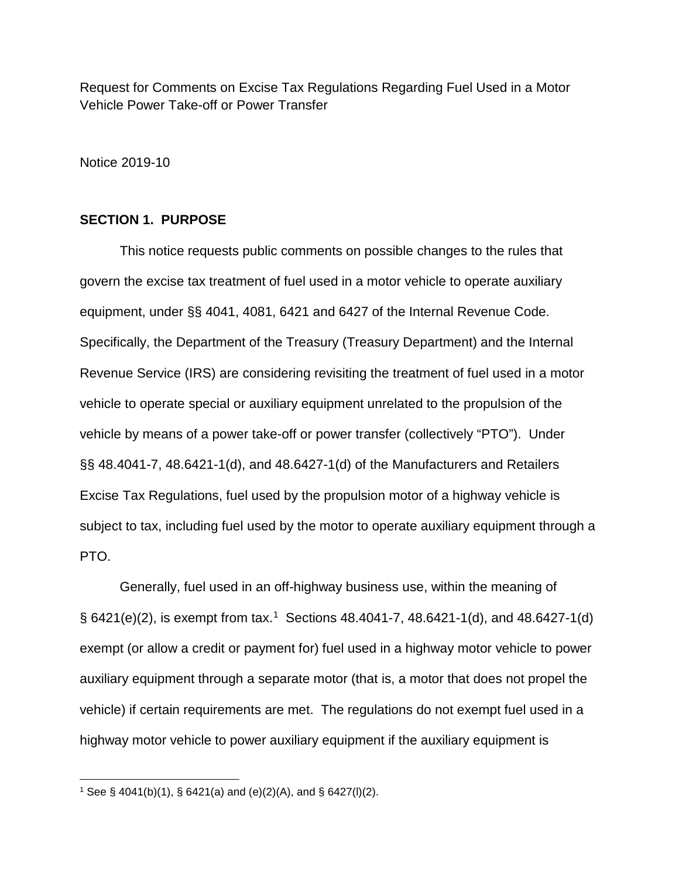Request for Comments on Excise Tax Regulations Regarding Fuel Used in a Motor Vehicle Power Take-off or Power Transfer

Notice 2019-10

## SECTION 1. PURPOSE

This notice requests public comments on possible changes to the rules that govern the excise tax treatment of fuel used in a motor vehicle to operate auxiliary equipment, under §§ 4041, 4081, 6421 and 6427 of the Internal Revenue Code. Specifically, the Department of the Treasury (Treasury Department) and the Internal Revenue Service (IRS) are considering revisiting the treatment of fuel used in a motor vehicle to operate special or auxiliary equipment unrelated to the propulsion of the vehicle by means of a power take-off or power transfer (collectively "PTO"). Under §§ 48.4041-7, 48.6421-1(d), and 48.6427-1(d) of the Manufacturers and Retailers Excise Tax Regulations, fuel used by the propulsion motor of a highway vehicle is subject to tax, including fuel used by the motor to operate auxiliary equipment through a PTO.

Generally, fuel used in an off-highway business use, within the meaning of § 6421(e)(2), is exempt from tax.[1] Sections 48.4041-7, 48.6421-1(d), and 48.6427-1(d) exempt (or allow a credit or payment for) fuel used in a highway motor vehicle to power auxiliary equipment through a separate motor (that is, a motor that does not propel the vehicle) if certain requirements are met. The regulations do not exempt fuel used in a highway motor vehicle to power auxiliary equipment if the auxiliary equipment is

[1] See § 4041(b)(1), § 6421(a) and (e)(2)(A), and § 6427(l)(2).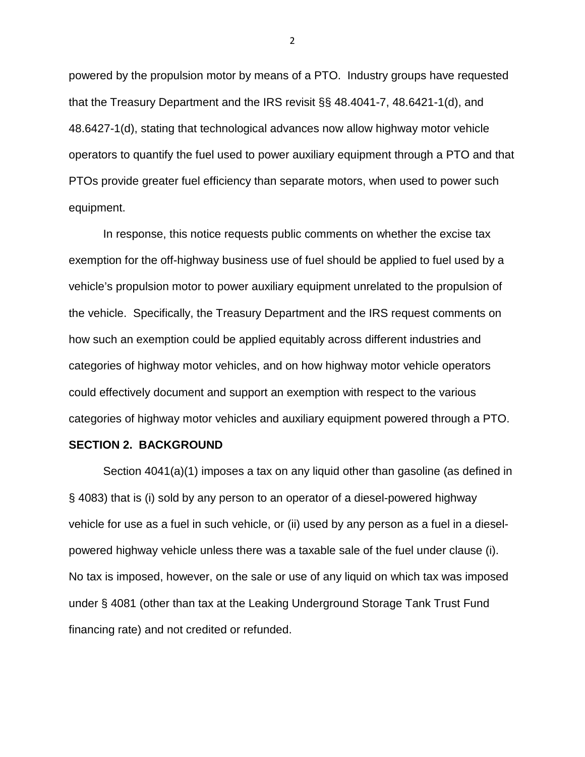powered by the propulsion motor by means of a PTO. Industry groups have requested that the Treasury Department and the IRS revisit §§ 48.4041-7, 48.6421-1(d), and 48.6427-1(d), stating that technological advances now allow highway motor vehicle operators to quantify the fuel used to power auxiliary equipment through a PTO and that PTOs provide greater fuel efficiency than separate motors, when used to power such equipment.

In response, this notice requests public comments on whether the excise tax exemption for the off-highway business use of fuel should be applied to fuel used by a vehicle's propulsion motor to power auxiliary equipment unrelated to the propulsion of the vehicle. Specifically, the Treasury Department and the IRS request comments on how such an exemption could be applied equitably across different industries and categories of highway motor vehicles, and on how highway motor vehicle operators could effectively document and support an exemption with respect to the various categories of highway motor vehicles and auxiliary equipment powered through a PTO.

**SECTION 2. BACKGROUND**

Section 4041(a)(1) imposes a tax on any liquid other than gasoline (as defined in § 4083) that is (i) sold by any person to an operator of a diesel-powered highway vehicle for use as a fuel in such vehicle, or (ii) used by any person as a fuel in a diesel-powered highway vehicle unless there was a taxable sale of the fuel under clause (i). No tax is imposed, however, on the sale or use of any liquid on which tax was imposed under § 4081 (other than tax at the Leaking Underground Storage Tank Trust Fund financing rate) and not credited or refunded.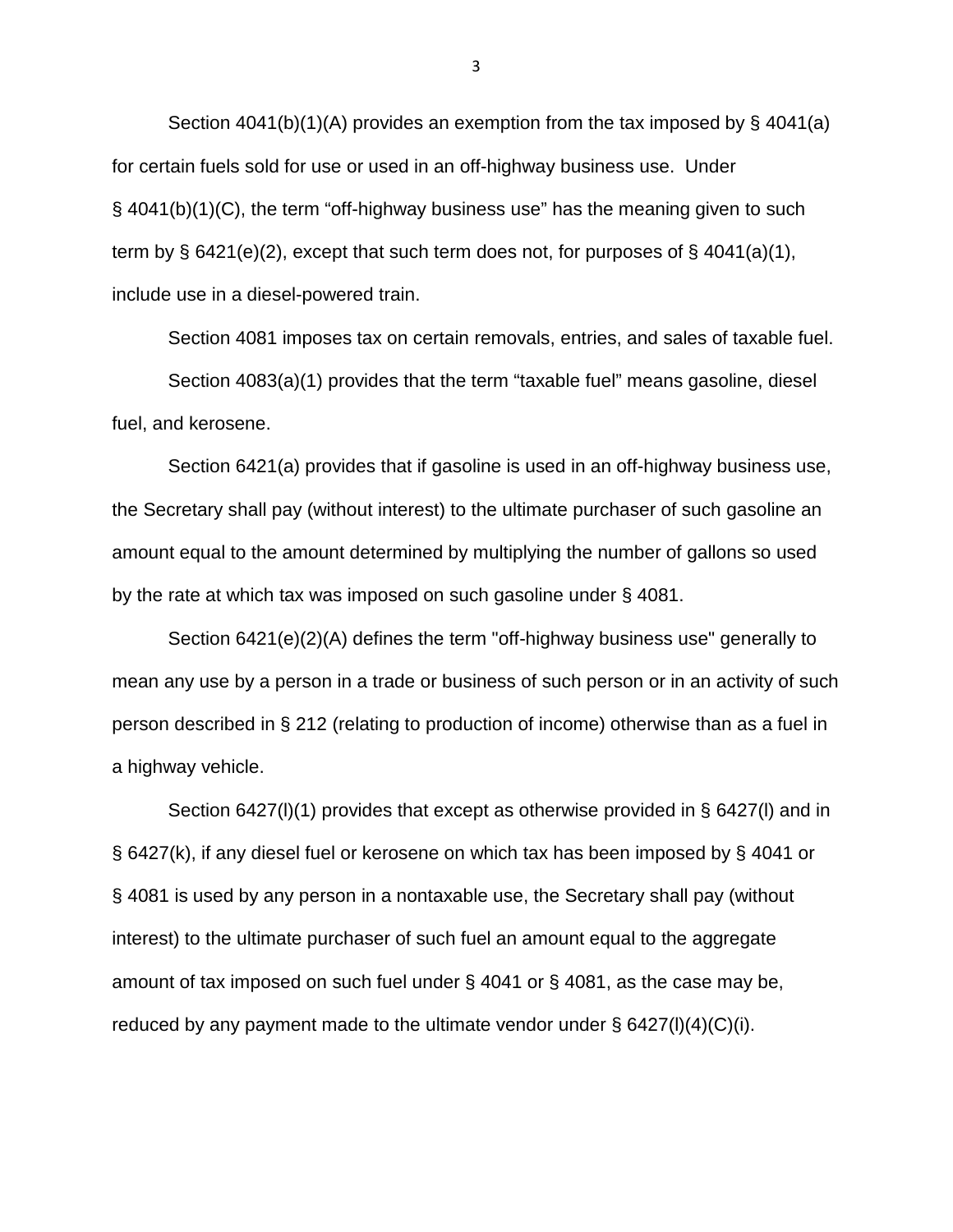Section 4041(b)(1)(A) provides an exemption from the tax imposed by § 4041(a) for certain fuels sold for use or used in an off-highway business use. Under § 4041(b)(1)(C), the term "off-highway business use" has the meaning given to such term by § 6421(e)(2), except that such term does not, for purposes of § 4041(a)(1), include use in a diesel-powered train.

Section 4081 imposes tax on certain removals, entries, and sales of taxable fuel.

Section 4083(a)(1) provides that the term "taxable fuel" means gasoline, diesel fuel, and kerosene.

Section 6421(a) provides that if gasoline is used in an off-highway business use, the Secretary shall pay (without interest) to the ultimate purchaser of such gasoline an amount equal to the amount determined by multiplying the number of gallons so used by the rate at which tax was imposed on such gasoline under § 4081.

Section 6421(e)(2)(A) defines the term "off-highway business use" generally to mean any use by a person in a trade or business of such person or in an activity of such person described in § 212 (relating to production of income) otherwise than as a fuel in a highway vehicle.

Section 6427(l)(1) provides that except as otherwise provided in § 6427(l) and in § 6427(k), if any diesel fuel or kerosene on which tax has been imposed by § 4041 or § 4081 is used by any person in a nontaxable use, the Secretary shall pay (without interest) to the ultimate purchaser of such fuel an amount equal to the aggregate amount of tax imposed on such fuel under § 4041 or § 4081, as the case may be, reduced by any payment made to the ultimate vendor under § 6427(l)(4)(C)(i).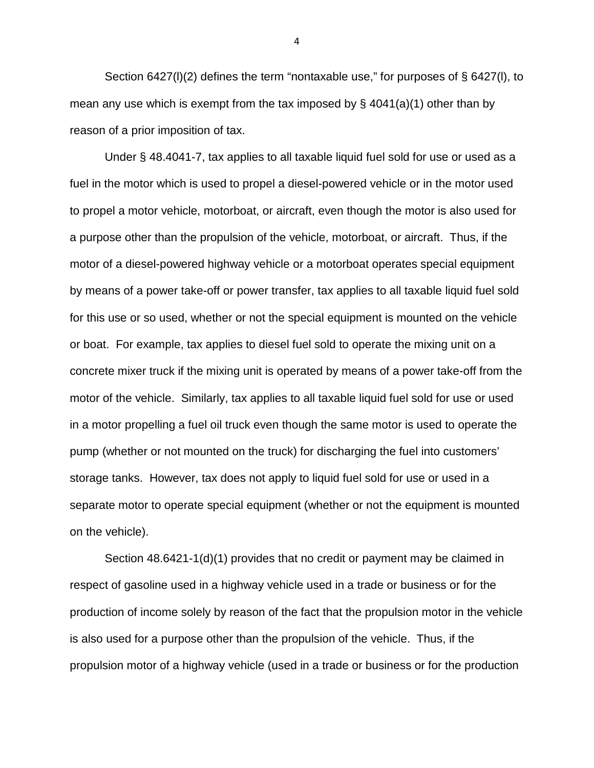Section 6427(l)(2) defines the term "nontaxable use," for purposes of § 6427(l), to mean any use which is exempt from the tax imposed by § 4041(a)(1) other than by reason of a prior imposition of tax.

Under § 48.4041-7, tax applies to all taxable liquid fuel sold for use or used as a fuel in the motor which is used to propel a diesel-powered vehicle or in the motor used to propel a motor vehicle, motorboat, or aircraft, even though the motor is also used for a purpose other than the propulsion of the vehicle, motorboat, or aircraft. Thus, if the motor of a diesel-powered highway vehicle or a motorboat operates special equipment by means of a power take-off or power transfer, tax applies to all taxable liquid fuel sold for this use or so used, whether or not the special equipment is mounted on the vehicle or boat. For example, tax applies to diesel fuel sold to operate the mixing unit on a concrete mixer truck if the mixing unit is operated by means of a power take-off from the motor of the vehicle. Similarly, tax applies to all taxable liquid fuel sold for use or used in a motor propelling a fuel oil truck even though the same motor is used to operate the pump (whether or not mounted on the truck) for discharging the fuel into customers' storage tanks. However, tax does not apply to liquid fuel sold for use or used in a separate motor to operate special equipment (whether or not the equipment is mounted on the vehicle).

Section 48.6421-1(d)(1) provides that no credit or payment may be claimed in respect of gasoline used in a highway vehicle used in a trade or business or for the production of income solely by reason of the fact that the propulsion motor in the vehicle is also used for a purpose other than the propulsion of the vehicle. Thus, if the propulsion motor of a highway vehicle (used in a trade or business or for the production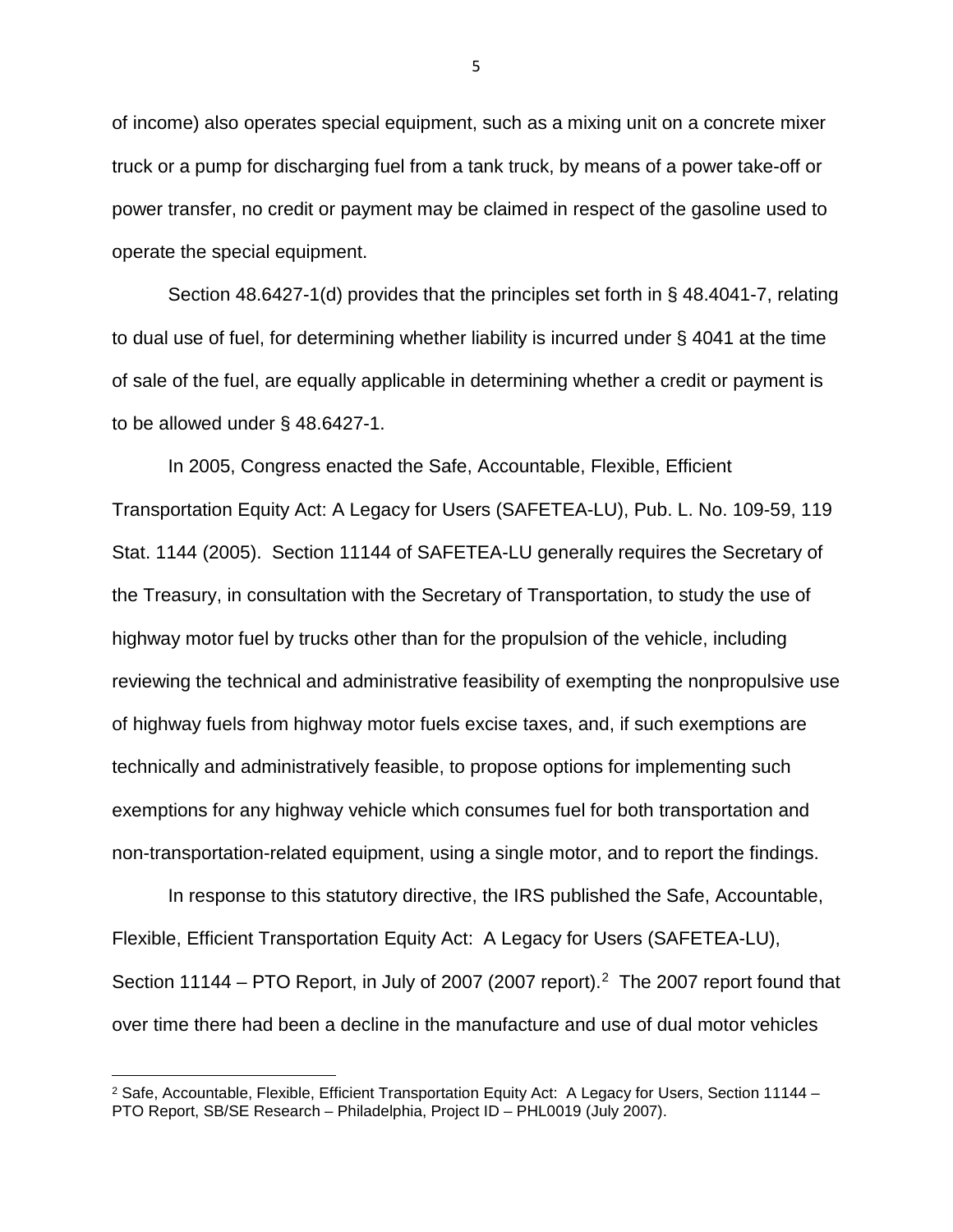of income) also operates special equipment, such as a mixing unit on a concrete mixer truck or a pump for discharging fuel from a tank truck, by means of a power take-off or power transfer, no credit or payment may be claimed in respect of the gasoline used to operate the special equipment.

Section 48.6427-1(d) provides that the principles set forth in § 48.4041-7, relating to dual use of fuel, for determining whether liability is incurred under § 4041 at the time of sale of the fuel, are equally applicable in determining whether a credit or payment is to be allowed under § 48.6427-1.

In 2005, Congress enacted the Safe, Accountable, Flexible, Efficient Transportation Equity Act: A Legacy for Users (SAFETEA-LU), Pub. L. No. 109-59, 119 Stat. 1144 (2005). Section 11144 of SAFETEA-LU generally requires the Secretary of the Treasury, in consultation with the Secretary of Transportation, to study the use of highway motor fuel by trucks other than for the propulsion of the vehicle, including reviewing the technical and administrative feasibility of exempting the nonpropulsive use of highway fuels from highway motor fuels excise taxes, and, if such exemptions are technically and administratively feasible, to propose options for implementing such exemptions for any highway vehicle which consumes fuel for both transportation and non-transportation-related equipment, using a single motor, and to report the findings.

In response to this statutory directive, the IRS published the Safe, Accountable, Flexible, Efficient Transportation Equity Act: A Legacy for Users (SAFETEA-LU), Section 11144 – PTO Report, in July of 2007 (2007 report).[2] The 2007 report found that over time there had been a decline in the manufacture and use of dual motor vehicles

[2] Safe, Accountable, Flexible, Efficient Transportation Equity Act: A Legacy for Users, Section 11144 – PTO Report, SB/SE Research – Philadelphia, Project ID – PHL0019 (July 2007).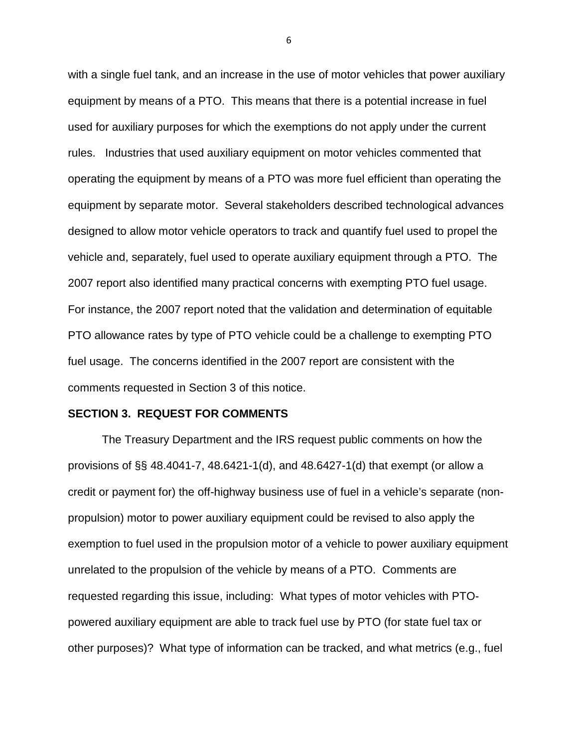with a single fuel tank, and an increase in the use of motor vehicles that power auxiliary equipment by means of a PTO. This means that there is a potential increase in fuel used for auxiliary purposes for which the exemptions do not apply under the current rules. Industries that used auxiliary equipment on motor vehicles commented that operating the equipment by means of a PTO was more fuel efficient than operating the equipment by separate motor. Several stakeholders described technological advances designed to allow motor vehicle operators to track and quantify fuel used to propel the vehicle and, separately, fuel used to operate auxiliary equipment through a PTO. The 2007 report also identified many practical concerns with exempting PTO fuel usage. For instance, the 2007 report noted that the validation and determination of equitable PTO allowance rates by type of PTO vehicle could be a challenge to exempting PTO fuel usage. The concerns identified in the 2007 report are consistent with the comments requested in Section 3 of this notice.

**SECTION 3. REQUEST FOR COMMENTS**

The Treasury Department and the IRS request public comments on how the provisions of §§ 48.4041-7, 48.6421-1(d), and 48.6427-1(d) that exempt (or allow a credit or payment for) the off-highway business use of fuel in a vehicle's separate (non-propulsion) motor to power auxiliary equipment could be revised to also apply the exemption to fuel used in the propulsion motor of a vehicle to power auxiliary equipment unrelated to the propulsion of the vehicle by means of a PTO. Comments are requested regarding this issue, including: What types of motor vehicles with PTO-powered auxiliary equipment are able to track fuel use by PTO (for state fuel tax or other purposes)? What type of information can be tracked, and what metrics (e.g., fuel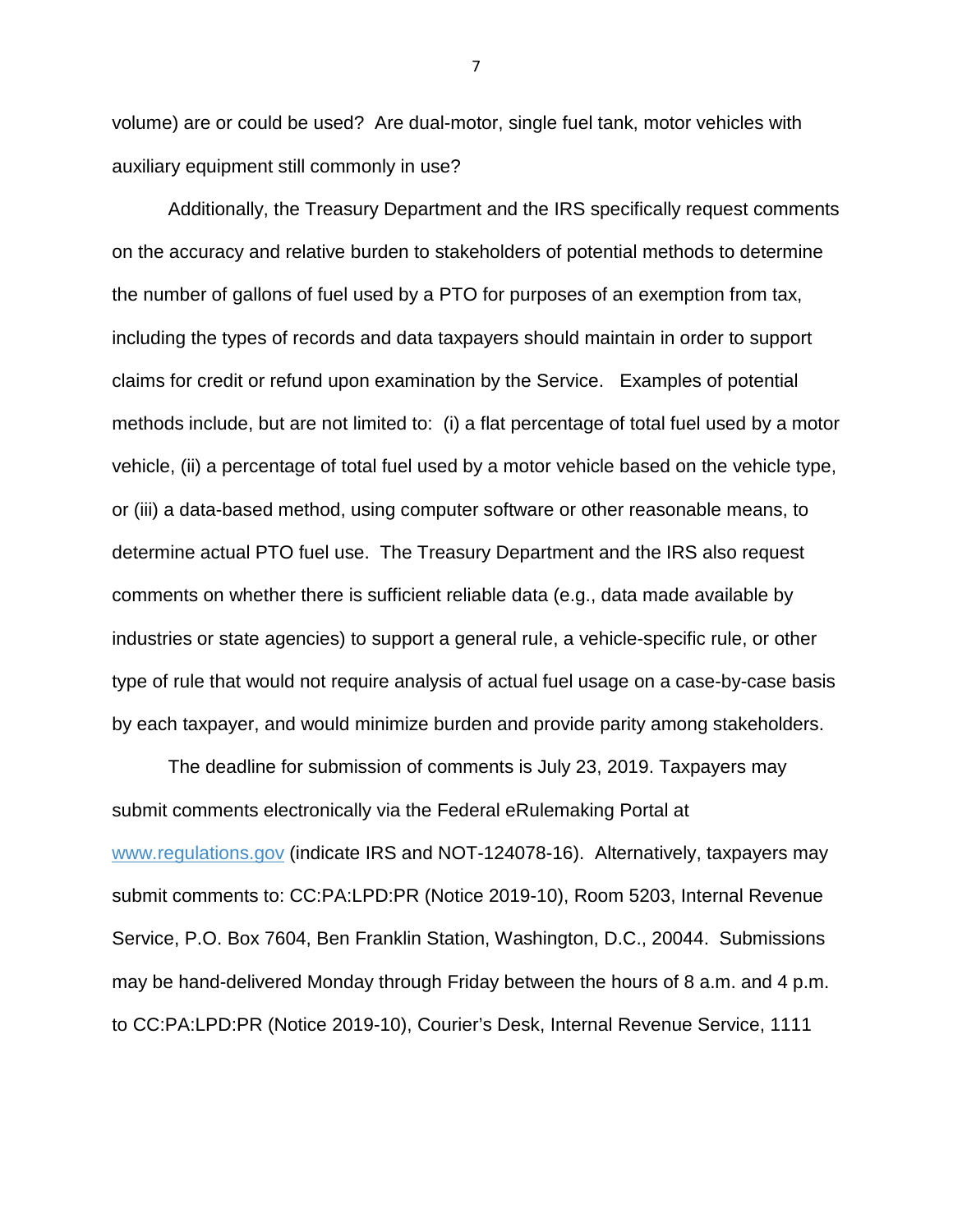volume) are or could be used? Are dual-motor, single fuel tank, motor vehicles with auxiliary equipment still commonly in use?

Additionally, the Treasury Department and the IRS specifically request comments on the accuracy and relative burden to stakeholders of potential methods to determine the number of gallons of fuel used by a PTO for purposes of an exemption from tax, including the types of records and data taxpayers should maintain in order to support claims for credit or refund upon examination by the Service. Examples of potential methods include, but are not limited to: (i) a flat percentage of total fuel used by a motor vehicle, (ii) a percentage of total fuel used by a motor vehicle based on the vehicle type, or (iii) a data-based method, using computer software or other reasonable means, to determine actual PTO fuel use. The Treasury Department and the IRS also request comments on whether there is sufficient reliable data (e.g., data made available by industries or state agencies) to support a general rule, a vehicle-specific rule, or other type of rule that would not require analysis of actual fuel usage on a case-by-case basis by each taxpayer, and would minimize burden and provide parity among stakeholders.

The deadline for submission of comments is July 23, 2019. Taxpayers may submit comments electronically via the Federal eRulemaking Portal at [www.regulations.gov](http://www.regulations.gov) (indicate IRS and NOT-124078-16). Alternatively, taxpayers may submit comments to: CC:PA:LPD:PR (Notice 2019-10), Room 5203, Internal Revenue Service, P.O. Box 7604, Ben Franklin Station, Washington, D.C., 20044. Submissions may be hand-delivered Monday through Friday between the hours of 8 a.m. and 4 p.m. to CC:PA:LPD:PR (Notice 2019-10), Courier's Desk, Internal Revenue Service, 1111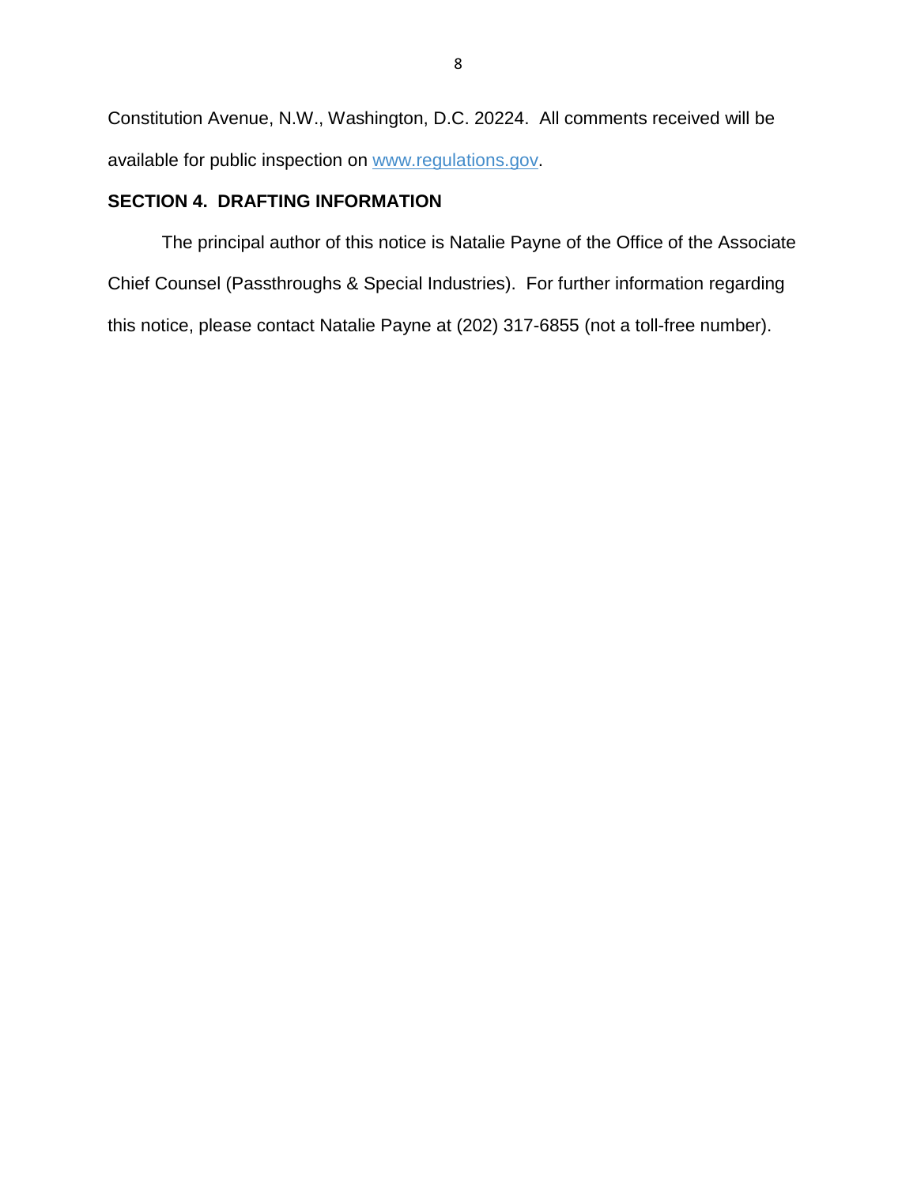Constitution Avenue, N.W., Washington, D.C. 20224. All comments received will be available for public inspection on [www.regulations.gov](http://www.regulations.gov).

## SECTION 4. DRAFTING INFORMATION

The principal author of this notice is Natalie Payne of the Office of the Associate Chief Counsel (Passthroughs & Special Industries). For further information regarding this notice, please contact Natalie Payne at (202) 317-6855 (not a toll-free number).